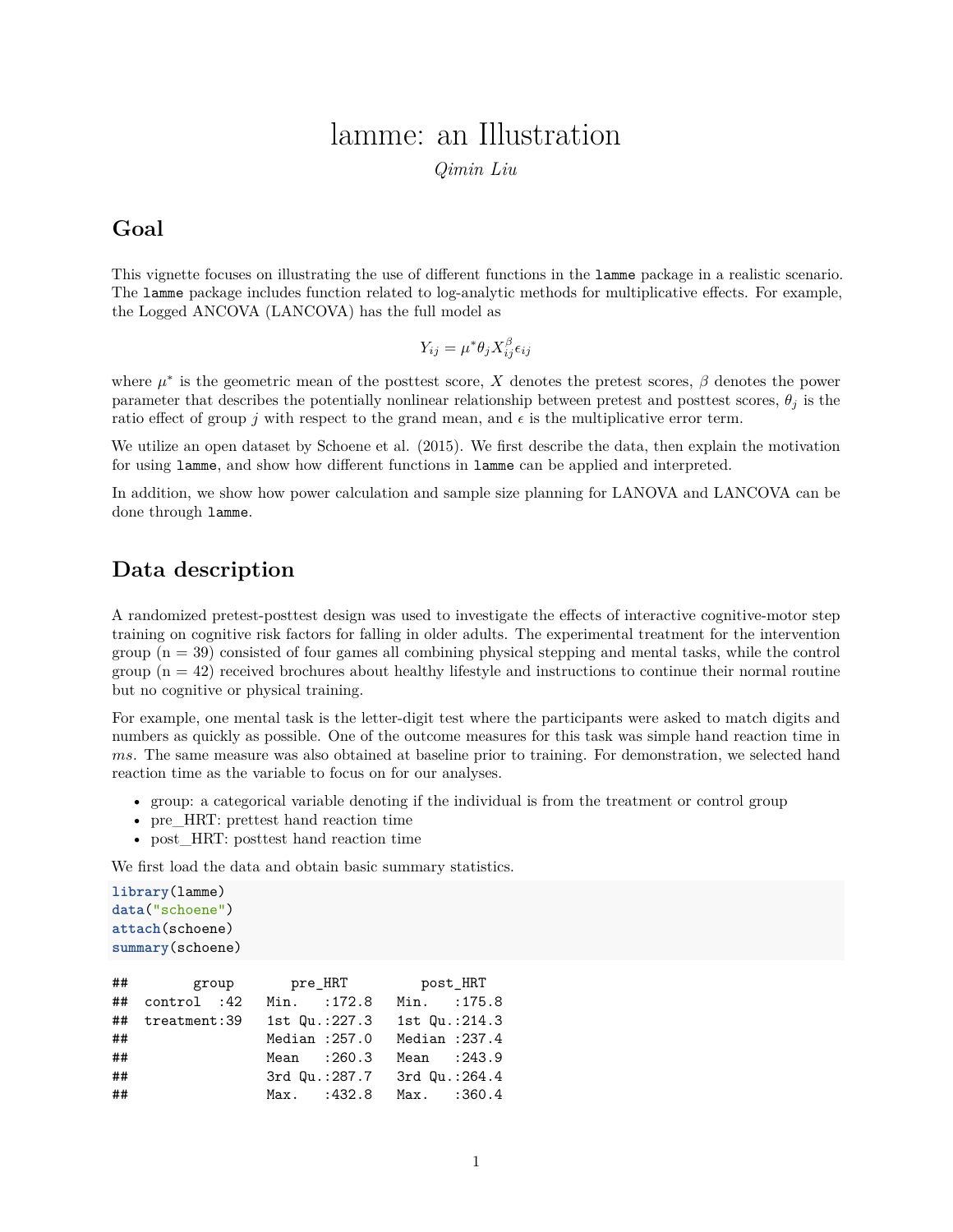# lamme: an Illustration

*Qimin Liu*

## Goal

This vignette focuses on illustrating the use of different functions in the `lamme` package in a realistic scenario. The `lamme` package includes function related to log-analytic methods for multiplicative effects. For example, the Logged ANCOVA (LANCOVA) has the full model as

$$Y_{ij} = \mu^* \theta_j X_{ij}^{\beta} \epsilon_{ij}$$

where $\mu^*$ is the geometric mean of the posttest score, $X$ denotes the pretest scores, $\beta$ denotes the power parameter that describes the potentially nonlinear relationship between pretest and posttest scores, $\theta_j$ is the ratio effect of group $j$ with respect to the grand mean, and $\epsilon$ is the multiplicative error term.

We utilize an open dataset by Schoene et al. (2015). We first describe the data, then explain the motivation for using `lamme`, and show how different functions in `lamme` can be applied and interpreted.

In addition, we show how power calculation and sample size planning for LANOVA and LANCOVA can be done through `lamme`.

## Data description

A randomized pretest-posttest design was used to investigate the effects of interactive cognitive-motor step training on cognitive risk factors for falling in older adults. The experimental treatment for the intervention group (n = 39) consisted of four games all combining physical stepping and mental tasks, while the control group (n = 42) received brochures about healthy lifestyle and instructions to continue their normal routine but no cognitive or physical training.

For example, one mental task is the letter-digit test where the participants were asked to match digits and numbers as quickly as possible. One of the outcome measures for this task was simple hand reaction time in *ms*. The same measure was also obtained at baseline prior to training. For demonstration, we selected hand reaction time as the variable to focus on for our analyses.

- group: a categorical variable denoting if the individual is from the treatment or control group
- pre_HRT: prettest hand reaction time
- post_HRT: posttest hand reaction time

We first load the data and obtain basic summary statistics.

```
library(lamme)
data("schoene")
attach(schoene)
summary(schoene)
```

```
##        group       pre_HRT         post_HRT
##  control  :42   Min.   :172.8   Min.   :175.8
##  treatment:39   1st Qu.:227.3   1st Qu.:214.3
##                 Median :257.0   Median :237.4
##                 Mean   :260.3   Mean   :243.9
##                 3rd Qu.:287.7   3rd Qu.:264.4
##                 Max.   :432.8   Max.   :360.4
```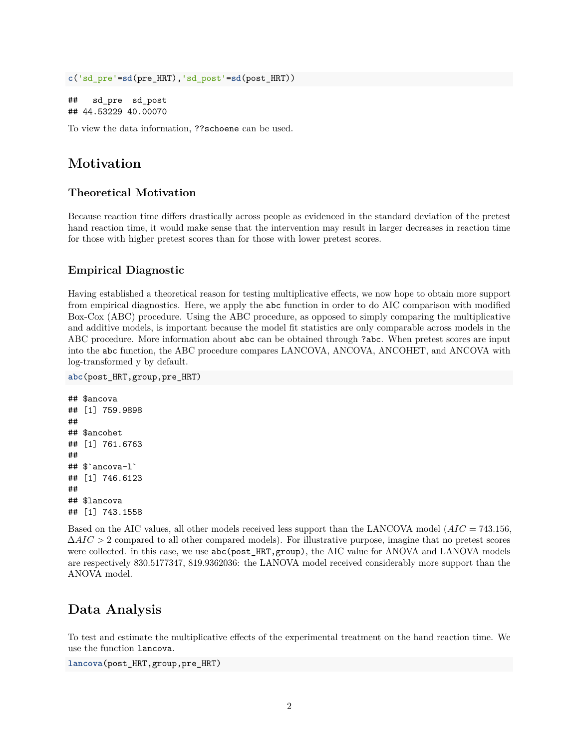```r
c('sd_pre'=sd(pre_HRT),'sd_post'=sd(post_HRT))
```

```
##   sd_pre  sd_post 
## 44.53229 40.00070
```

To view the data information, `??schoene` can be used.

# Motivation

## Theoretical Motivation

Because reaction time differs drastically across people as evidenced in the standard deviation of the pretest hand reaction time, it would make sense that the intervention may result in larger decreases in reaction time for those with higher pretest scores than for those with lower pretest scores.

## Empirical Diagnostic

Having established a theoretical reason for testing multiplicative effects, we now hope to obtain more support from empirical diagnostics. Here, we apply the `abc` function in order to do AIC comparison with modified Box-Cox (ABC) procedure. Using the ABC procedure, as opposed to simply comparing the multiplicative and additive models, is important because the model fit statistics are only comparable across models in the ABC procedure. More information about `abc` can be obtained through `?abc`. When pretest scores are input into the `abc` function, the ABC procedure compares LANCOVA, ANCOVA, ANCOHET, and ANCOVA with log-transformed y by default.

```r
abc(post_HRT,group,pre_HRT)
```

```
## $ancova
## [1] 759.9898
## 
## $ancohet
## [1] 761.6763
## 
## $`ancova-l`
## [1] 746.6123
## 
## $lancova
## [1] 743.1558
```

Based on the AIC values, all other models received less support than the LANCOVA model ($AIC = 743.156$, $\Delta AIC > 2$ compared to all other compared models). For illustrative purpose, imagine that no pretest scores were collected. in this case, we use `abc(post_HRT,group)`, the AIC value for ANOVA and LANOVA models are respectively 830.5177347, 819.9362036: the LANOVA model received considerably more support than the ANOVA model.

# Data Analysis

To test and estimate the multiplicative effects of the experimental treatment on the hand reaction time. We use the function `lancova`.

```r
lancova(post_HRT,group,pre_HRT)
```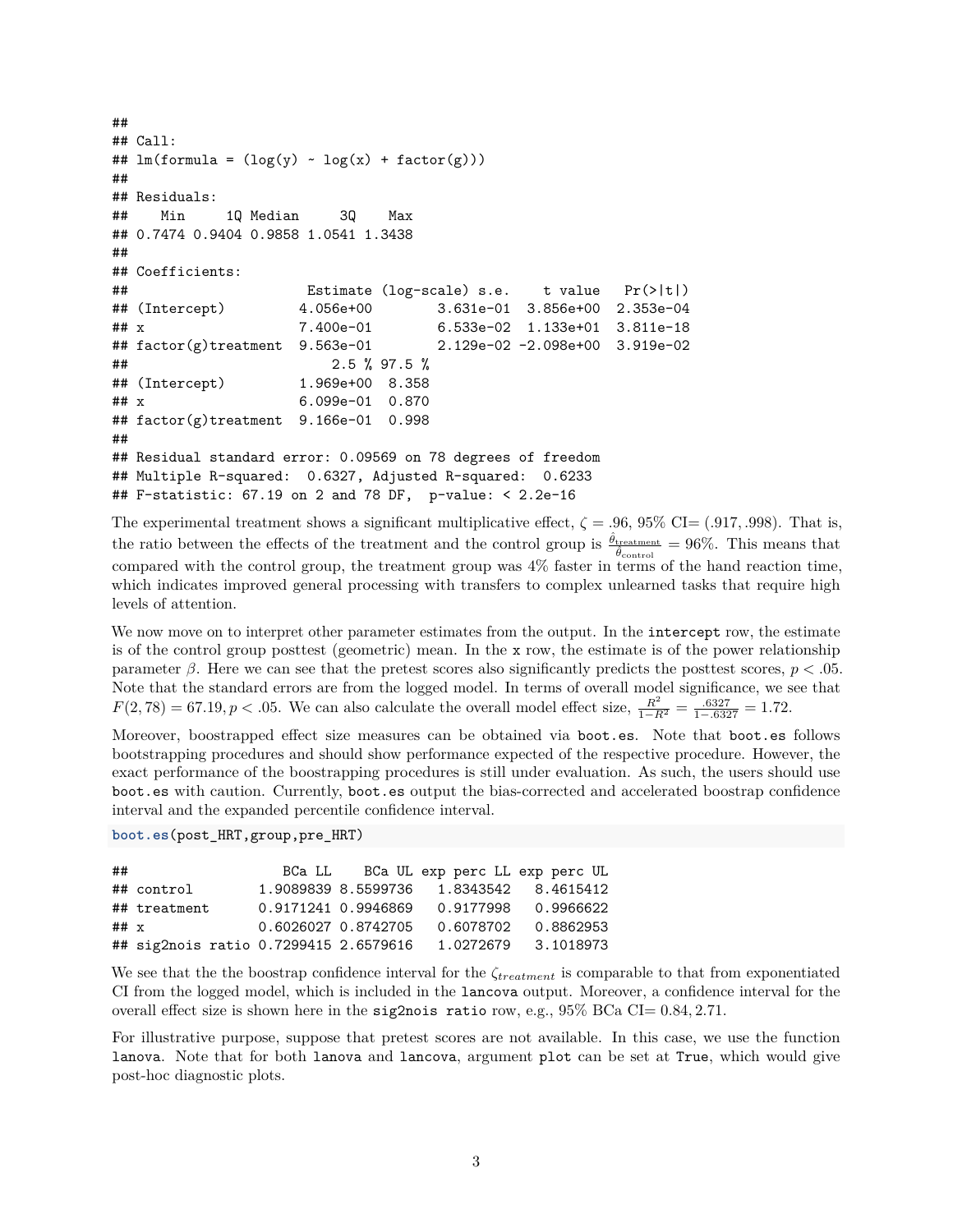```
##
## Call:
## lm(formula = (log(y) ~ log(x) + factor(g)))
##
## Residuals:
##    Min     1Q Median     3Q    Max
## 0.7474 0.9404 0.9858 1.0541 1.3438
##
## Coefficients:
##                     Estimate (log-scale) s.e.    t value   Pr(>|t|)
## (Intercept)         4.056e+00       3.631e-01  3.856e+00  2.353e-04
## x                   7.400e-01       6.533e-02  1.133e+01  3.811e-18
## factor(g)treatment  9.563e-01       2.129e-02 -2.098e+00  3.919e-02
##                         2.5 % 97.5 %
## (Intercept)         1.969e+00  8.358
## x                   6.099e-01  0.870
## factor(g)treatment  9.166e-01  0.998
##
## Residual standard error: 0.09569 on 78 degrees of freedom
## Multiple R-squared:  0.6327, Adjusted R-squared:  0.6233
## F-statistic: 67.19 on 2 and 78 DF,  p-value: < 2.2e-16
```

The experimental treatment shows a significant multiplicative effect, $\zeta = .96$, 95% CI= (.917, .998). That is, the ratio between the effects of the treatment and the control group is $\frac{\hat{\theta}_{\text{treatment}}}{\theta_{\text{control}}} = 96\%$. This means that compared with the control group, the treatment group was 4% faster in terms of the hand reaction time, which indicates improved general processing with transfers to complex unlearned tasks that require high levels of attention.

We now move on to interpret other parameter estimates from the output. In the `intercept` row, the estimate is of the control group posttest (geometric) mean. In the `x` row, the estimate is of the power relationship parameter $\beta$. Here we can see that the pretest scores also significantly predicts the posttest scores, $p < .05$. Note that the standard errors are from the logged model. In terms of overall model significance, we see that $F(2, 78) = 67.19, p < .05$. We can also calculate the overall model effect size, $\frac{R^2}{1-R^2} = \frac{.6327}{1-.6327} = 1.72$.

Moreover, boostrapped effect size measures can be obtained via `boot.es`. Note that `boot.es` follows bootstrapping procedures and should show performance expected of the respective procedure. However, the exact performance of the boostrapping procedures is still under evaluation. As such, the users should use `boot.es` with caution. Currently, `boot.es` output the bias-corrected and accelerated boostrap confidence interval and the expanded percentile confidence interval.

```
boot.es(post_HRT,group,pre_HRT)
```

```
##                   BCa LL    BCa UL exp perc LL exp perc UL
## control        1.9089839 8.5599736   1.8343542   8.4615412
## treatment      0.9171241 0.9946869   0.9177998   0.9966622
## x              0.6026027 0.8742705   0.6078702   0.8862953
## sig2nois ratio 0.7299415 2.6579616   1.0272679   3.1018973
```

We see that the the boostrap confidence interval for the $\zeta_{treatment}$ is comparable to that from exponentiated CI from the logged model, which is included in the `lancova` output. Moreover, a confidence interval for the overall effect size is shown here in the `sig2nois ratio` row, e.g., 95% BCa CI= 0.84, 2.71.

For illustrative purpose, suppose that pretest scores are not available. In this case, we use the function `lanova`. Note that for both `lanova` and `lancova`, argument `plot` can be set at `True`, which would give post-hoc diagnostic plots.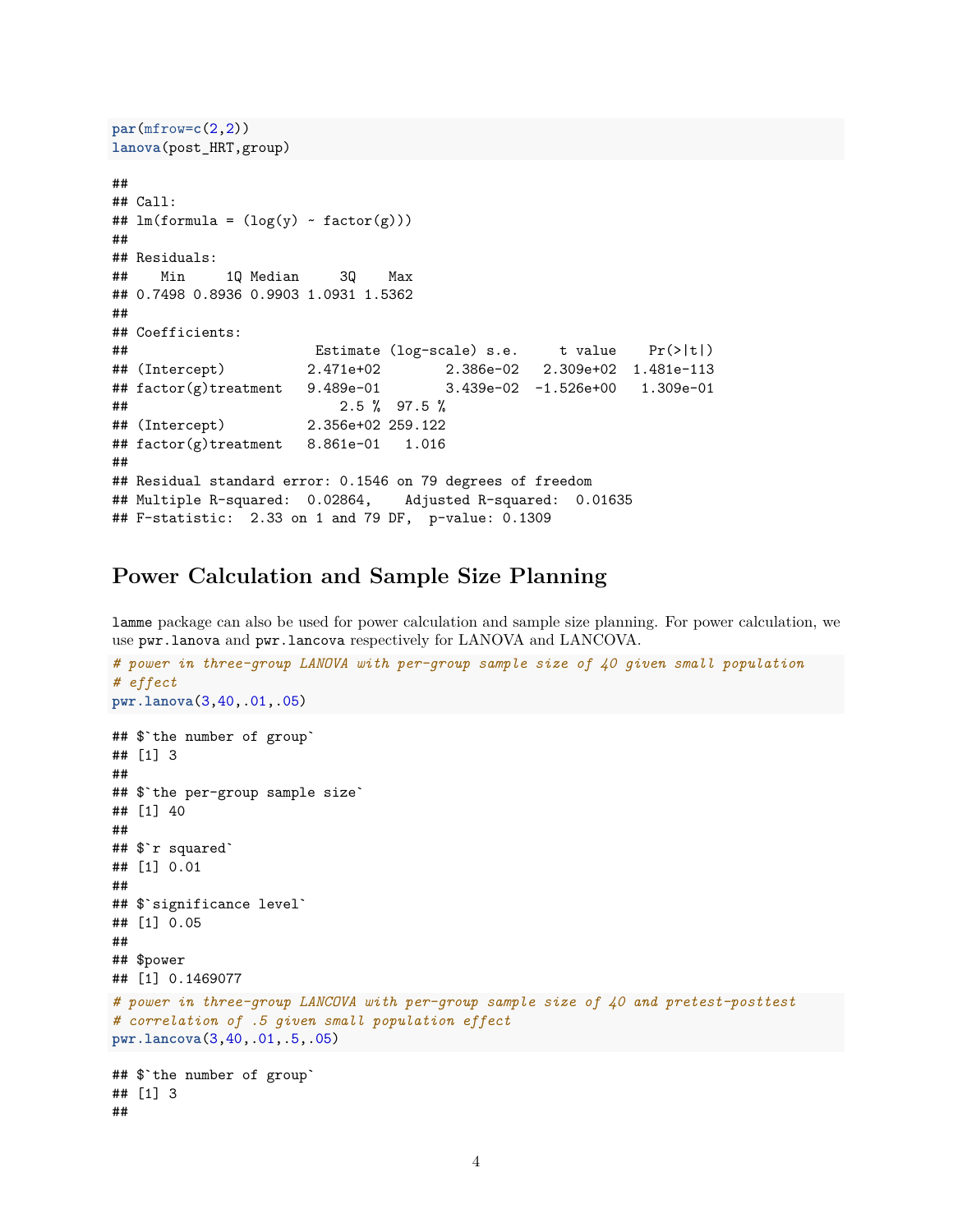```r
par(mfrow=c(2,2))
lanova(post_HRT,group)
```

```
##
## Call:
## lm(formula = (log(y) ~ factor(g)))
##
## Residuals:
##    Min     1Q Median     3Q    Max
## 0.7498 0.8936 0.9903 1.0931 1.5362
##
## Coefficients:
##                       Estimate (log-scale) s.e.     t value    Pr(>|t|)
## (Intercept)          2.471e+02       2.386e-02   2.309e+02  1.481e-113
## factor(g)treatment   9.489e-01       3.439e-02  -1.526e+00   1.309e-01
##                         2.5 %  97.5 %
## (Intercept)          2.356e+02 259.122
## factor(g)treatment   8.861e-01   1.016
##
## Residual standard error: 0.1546 on 79 degrees of freedom
## Multiple R-squared:  0.02864,    Adjusted R-squared:  0.01635
## F-statistic:  2.33 on 1 and 79 DF,  p-value: 0.1309
```

## Power Calculation and Sample Size Planning

lamme package can also be used for power calculation and sample size planning. For power calculation, we use pwr.lanova and pwr.lancova respectively for LANOVA and LANCOVA.

```r
# power in three-group LANOVA with per-group sample size of 40 given small population
# effect
pwr.lanova(3,40,.01,.05)
```

```
## $`the number of group`
## [1] 3
##
## $`the per-group sample size`
## [1] 40
##
## $`r squared`
## [1] 0.01
##
## $`significance level`
## [1] 0.05
##
## $power
## [1] 0.1469077
```

```r
# power in three-group LANCOVA with per-group sample size of 40 and pretest-posttest
# correlation of .5 given small population effect
pwr.lancova(3,40,.01,.5,.05)
```

```
## $`the number of group`
## [1] 3
##
```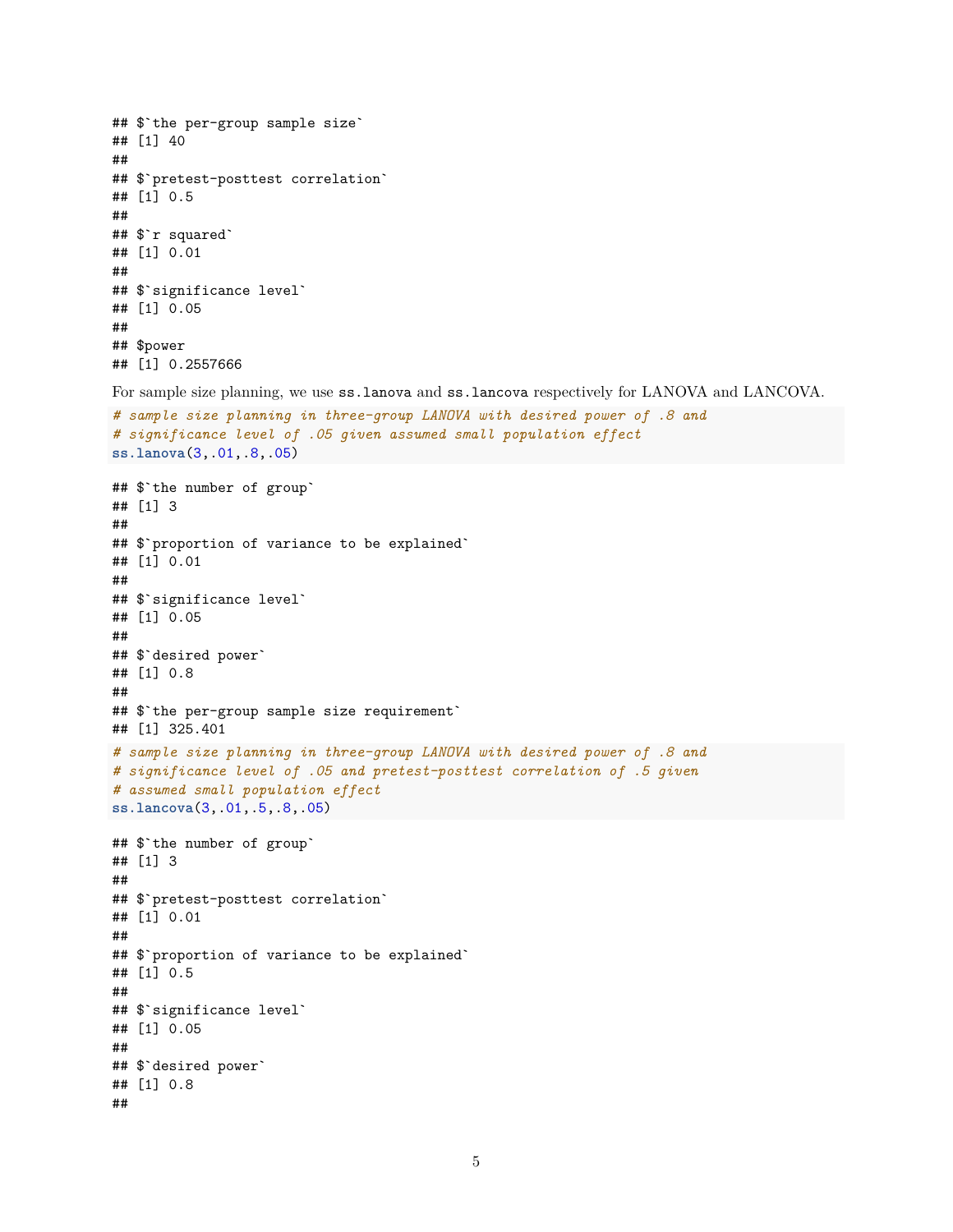```
## $`the per-group sample size`
## [1] 40
##
## $`pretest-posttest correlation`
## [1] 0.5
##
## $`r squared`
## [1] 0.01
##
## $`significance level`
## [1] 0.05
##
## $power
## [1] 0.2557666
```

For sample size planning, we use `ss.lanova` and `ss.lancova` respectively for LANOVA and LANCOVA.

```
# sample size planning in three-group LANOVA with desired power of .8 and
# significance level of .05 given assumed small population effect
ss.lanova(3,.01,.8,.05)
```

```
## $`the number of group`
## [1] 3
##
## $`proportion of variance to be explained`
## [1] 0.01
##
## $`significance level`
## [1] 0.05
##
## $`desired power`
## [1] 0.8
##
## $`the per-group sample size requirement`
## [1] 325.401
```

```
# sample size planning in three-group LANOVA with desired power of .8 and
# significance level of .05 and pretest-posttest correlation of .5 given
# assumed small population effect
ss.lancova(3,.01,.5,.8,.05)
```

```
## $`the number of group`
## [1] 3
##
## $`pretest-posttest correlation`
## [1] 0.01
##
## $`proportion of variance to be explained`
## [1] 0.5
##
## $`significance level`
## [1] 0.05
##
## $`desired power`
## [1] 0.8
##
```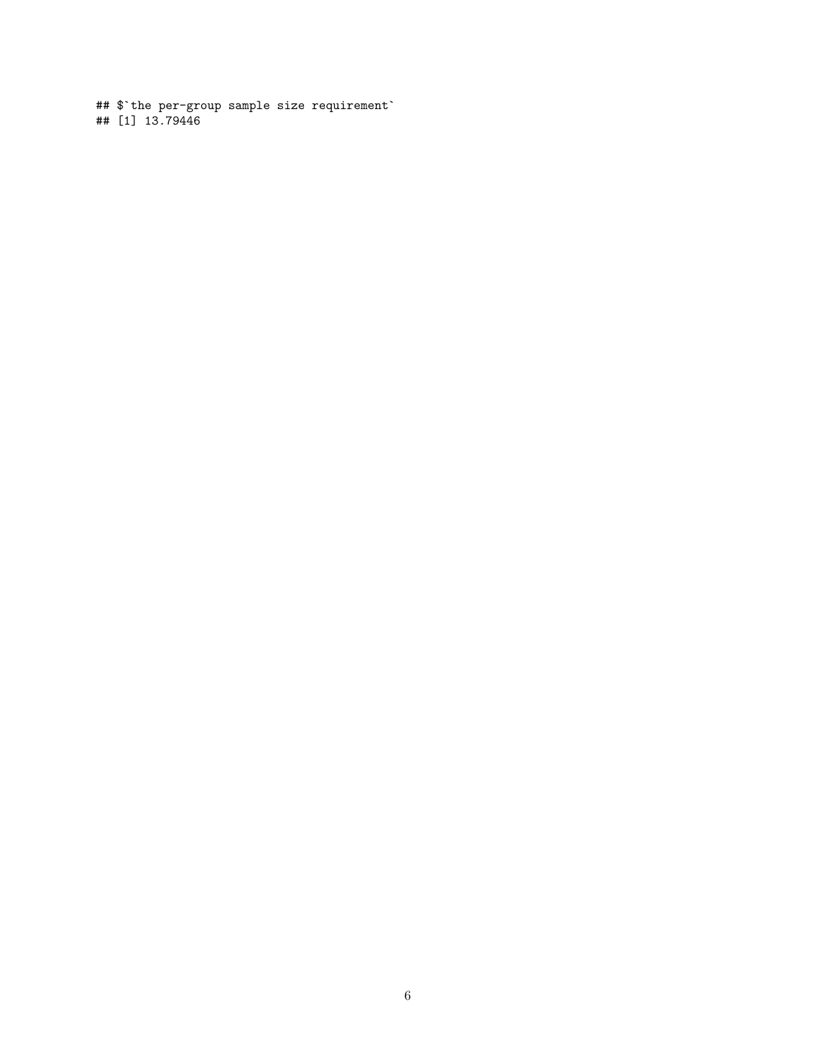```
## $`the per-group sample size requirement`
## [1] 13.79446
```